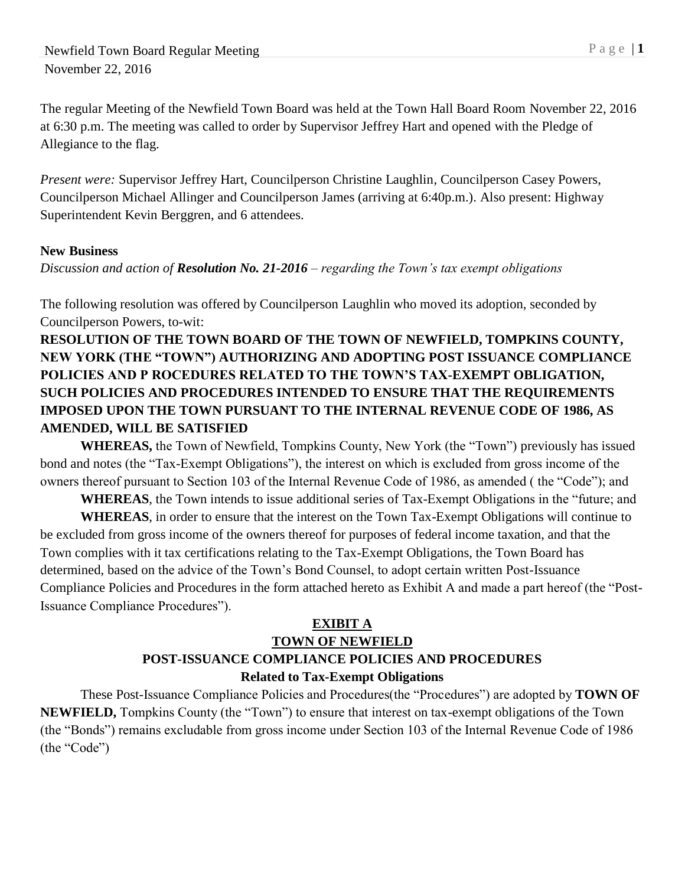The regular Meeting of the Newfield Town Board was held at the Town Hall Board Room November 22, 2016 at 6:30 p.m. The meeting was called to order by Supervisor Jeffrey Hart and opened with the Pledge of Allegiance to the flag.

*Present were:* Supervisor Jeffrey Hart, Councilperson Christine Laughlin, Councilperson Casey Powers, Councilperson Michael Allinger and Councilperson James (arriving at 6:40p.m.). Also present: Highway Superintendent Kevin Berggren, and 6 attendees.

**New Business**

*Discussion and action of **Resolution No. 21-2016** – regarding the Town's tax exempt obligations*

The following resolution was offered by Councilperson Laughlin who moved its adoption, seconded by Councilperson Powers, to-wit:

**RESOLUTION OF THE TOWN BOARD OF THE TOWN OF NEWFIELD, TOMPKINS COUNTY, NEW YORK (THE "TOWN") AUTHORIZING AND ADOPTING POST ISSUANCE COMPLIANCE POLICIES AND P ROCEDURES RELATED TO THE TOWN'S TAX-EXEMPT OBLIGATION, SUCH POLICIES AND PROCEDURES INTENDED TO ENSURE THAT THE REQUIREMENTS IMPOSED UPON THE TOWN PURSUANT TO THE INTERNAL REVENUE CODE OF 1986, AS AMENDED, WILL BE SATISFIED**

**WHEREAS,** the Town of Newfield, Tompkins County, New York (the "Town") previously has issued bond and notes (the "Tax-Exempt Obligations"), the interest on which is excluded from gross income of the owners thereof pursuant to Section 103 of the Internal Revenue Code of 1986, as amended ( the "Code"); and

**WHEREAS**, the Town intends to issue additional series of Tax-Exempt Obligations in the "future; and

**WHEREAS**, in order to ensure that the interest on the Town Tax-Exempt Obligations will continue to be excluded from gross income of the owners thereof for purposes of federal income taxation, and that the Town complies with it tax certifications relating to the Tax-Exempt Obligations, the Town Board has determined, based on the advice of the Town's Bond Counsel, to adopt certain written Post-Issuance Compliance Policies and Procedures in the form attached hereto as Exhibit A and made a part hereof (the "Post-Issuance Compliance Procedures").

**<u>EXIBIT A</u>**

**<u>TOWN OF NEWFIELD</u>**

**POST-ISSUANCE COMPLIANCE POLICIES AND PROCEDURES**

**Related to Tax-Exempt Obligations**

These Post-Issuance Compliance Policies and Procedures(the "Procedures") are adopted by **TOWN OF NEWFIELD,** Tompkins County (the "Town") to ensure that interest on tax-exempt obligations of the Town (the "Bonds") remains excludable from gross income under Section 103 of the Internal Revenue Code of 1986 (the "Code")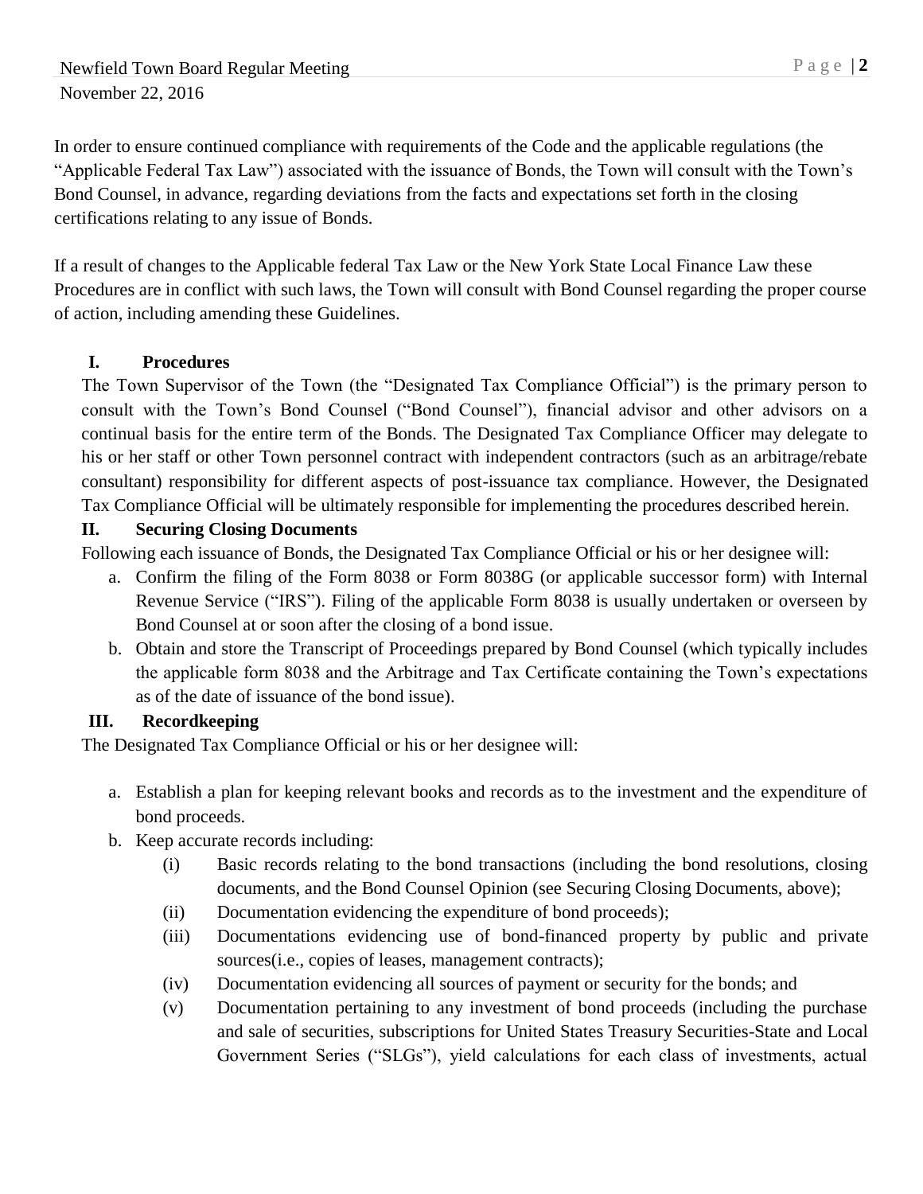In order to ensure continued compliance with requirements of the Code and the applicable regulations (the "Applicable Federal Tax Law") associated with the issuance of Bonds, the Town will consult with the Town's Bond Counsel, in advance, regarding deviations from the facts and expectations set forth in the closing certifications relating to any issue of Bonds.

If a result of changes to the Applicable federal Tax Law or the New York State Local Finance Law these Procedures are in conflict with such laws, the Town will consult with Bond Counsel regarding the proper course of action, including amending these Guidelines.

## I. Procedures

The Town Supervisor of the Town (the "Designated Tax Compliance Official") is the primary person to consult with the Town's Bond Counsel ("Bond Counsel"), financial advisor and other advisors on a continual basis for the entire term of the Bonds. The Designated Tax Compliance Officer may delegate to his or her staff or other Town personnel contract with independent contractors (such as an arbitrage/rebate consultant) responsibility for different aspects of post-issuance tax compliance. However, the Designated Tax Compliance Official will be ultimately responsible for implementing the procedures described herein.

## II. Securing Closing Documents

Following each issuance of Bonds, the Designated Tax Compliance Official or his or her designee will:

a. Confirm the filing of the Form 8038 or Form 8038G (or applicable successor form) with Internal Revenue Service ("IRS"). Filing of the applicable Form 8038 is usually undertaken or overseen by Bond Counsel at or soon after the closing of a bond issue.
b. Obtain and store the Transcript of Proceedings prepared by Bond Counsel (which typically includes the applicable form 8038 and the Arbitrage and Tax Certificate containing the Town's expectations as of the date of issuance of the bond issue).

## III. Recordkeeping

The Designated Tax Compliance Official or his or her designee will:

a. Establish a plan for keeping relevant books and records as to the investment and the expenditure of bond proceeds.
b. Keep accurate records including:
    (i) Basic records relating to the bond transactions (including the bond resolutions, closing documents, and the Bond Counsel Opinion (see Securing Closing Documents, above);
    (ii) Documentation evidencing the expenditure of bond proceeds);
    (iii) Documentations evidencing use of bond-financed property by public and private sources(i.e., copies of leases, management contracts);
    (iv) Documentation evidencing all sources of payment or security for the bonds; and
    (v) Documentation pertaining to any investment of bond proceeds (including the purchase and sale of securities, subscriptions for United States Treasury Securities-State and Local Government Series ("SLGs"), yield calculations for each class of investments, actual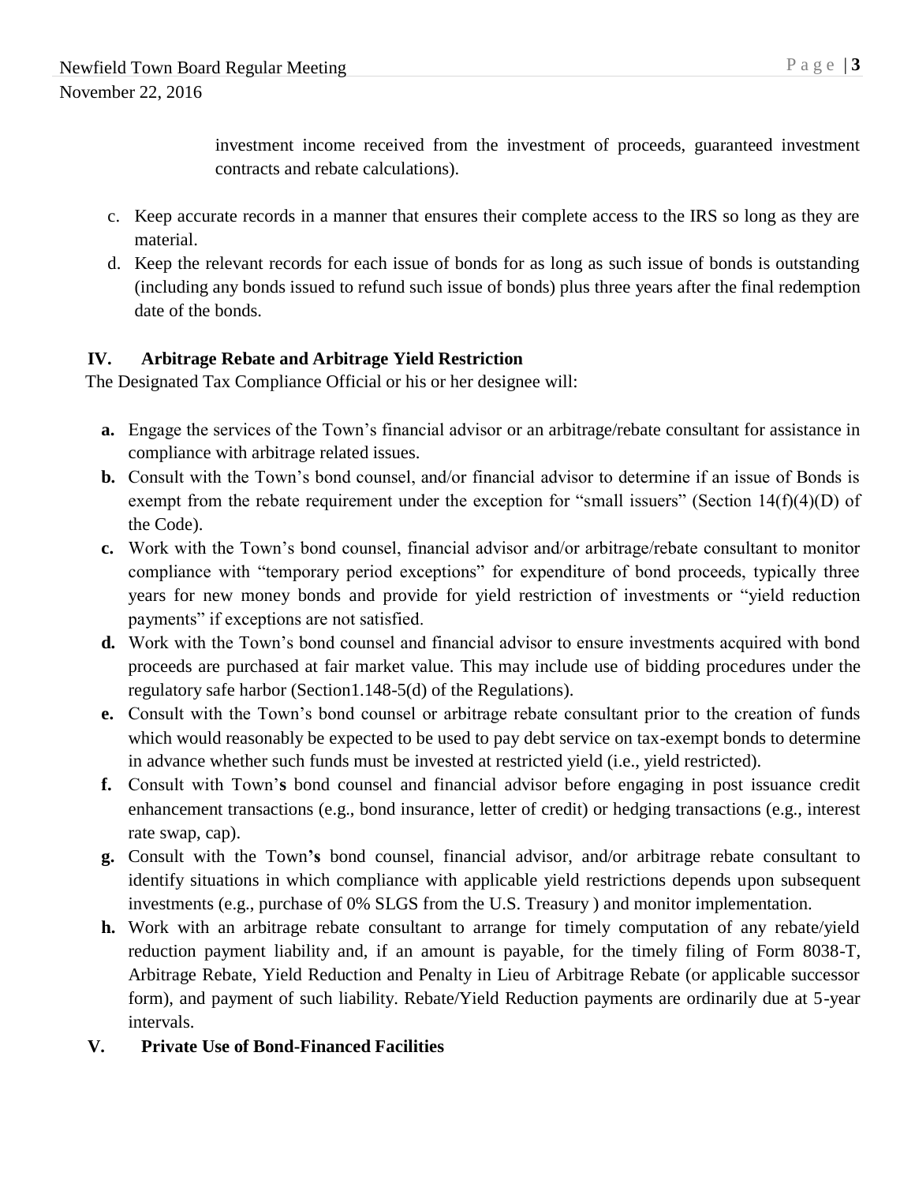investment income received from the investment of proceeds, guaranteed investment contracts and rebate calculations).

c. Keep accurate records in a manner that ensures their complete access to the IRS so long as they are material.
d. Keep the relevant records for each issue of bonds for as long as such issue of bonds is outstanding (including any bonds issued to refund such issue of bonds) plus three years after the final redemption date of the bonds.

## IV. Arbitrage Rebate and Arbitrage Yield Restriction

The Designated Tax Compliance Official or his or her designee will:

**a.** Engage the services of the Town's financial advisor or an arbitrage/rebate consultant for assistance in compliance with arbitrage related issues.
**b.** Consult with the Town's bond counsel, and/or financial advisor to determine if an issue of Bonds is exempt from the rebate requirement under the exception for "small issuers" (Section 14(f)(4)(D) of the Code).
**c.** Work with the Town's bond counsel, financial advisor and/or arbitrage/rebate consultant to monitor compliance with "temporary period exceptions" for expenditure of bond proceeds, typically three years for new money bonds and provide for yield restriction of investments or "yield reduction payments" if exceptions are not satisfied.
**d.** Work with the Town's bond counsel and financial advisor to ensure investments acquired with bond proceeds are purchased at fair market value. This may include use of bidding procedures under the regulatory safe harbor (Section1.148-5(d) of the Regulations).
**e.** Consult with the Town's bond counsel or arbitrage rebate consultant prior to the creation of funds which would reasonably be expected to be used to pay debt service on tax-exempt bonds to determine in advance whether such funds must be invested at restricted yield (i.e., yield restricted).
**f.** Consult with Town's bond counsel and financial advisor before engaging in post issuance credit enhancement transactions (e.g., bond insurance, letter of credit) or hedging transactions (e.g., interest rate swap, cap).
**g.** Consult with the Town's bond counsel, financial advisor, and/or arbitrage rebate consultant to identify situations in which compliance with applicable yield restrictions depends upon subsequent investments (e.g., purchase of 0% SLGS from the U.S. Treasury ) and monitor implementation.
**h.** Work with an arbitrage rebate consultant to arrange for timely computation of any rebate/yield reduction payment liability and, if an amount is payable, for the timely filing of Form 8038-T, Arbitrage Rebate, Yield Reduction and Penalty in Lieu of Arbitrage Rebate (or applicable successor form), and payment of such liability. Rebate/Yield Reduction payments are ordinarily due at 5-year intervals.

## V. Private Use of Bond-Financed Facilities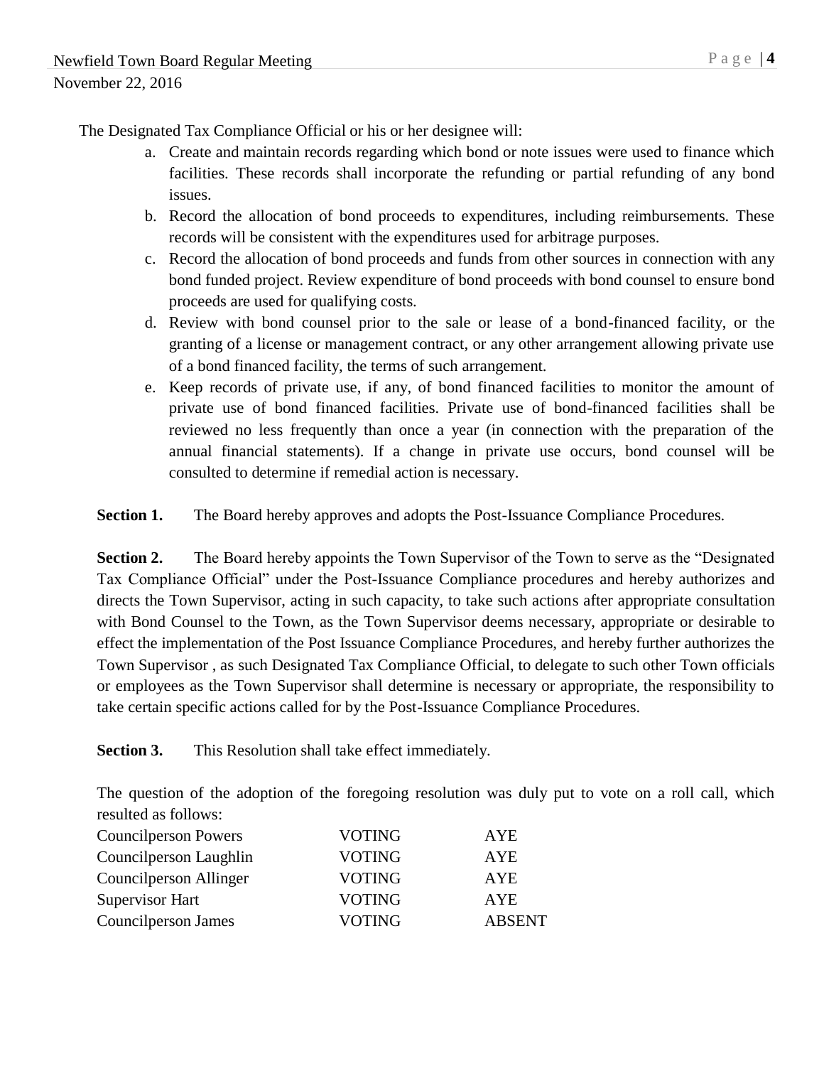The Designated Tax Compliance Official or his or her designee will:

a. Create and maintain records regarding which bond or note issues were used to finance which facilities. These records shall incorporate the refunding or partial refunding of any bond issues.
b. Record the allocation of bond proceeds to expenditures, including reimbursements. These records will be consistent with the expenditures used for arbitrage purposes.
c. Record the allocation of bond proceeds and funds from other sources in connection with any bond funded project. Review expenditure of bond proceeds with bond counsel to ensure bond proceeds are used for qualifying costs.
d. Review with bond counsel prior to the sale or lease of a bond-financed facility, or the granting of a license or management contract, or any other arrangement allowing private use of a bond financed facility, the terms of such arrangement.
e. Keep records of private use, if any, of bond financed facilities to monitor the amount of private use of bond financed facilities. Private use of bond-financed facilities shall be reviewed no less frequently than once a year (in connection with the preparation of the annual financial statements). If a change in private use occurs, bond counsel will be consulted to determine if remedial action is necessary.

**Section 1.** The Board hereby approves and adopts the Post-Issuance Compliance Procedures.

**Section 2.** The Board hereby appoints the Town Supervisor of the Town to serve as the "Designated Tax Compliance Official" under the Post-Issuance Compliance procedures and hereby authorizes and directs the Town Supervisor, acting in such capacity, to take such actions after appropriate consultation with Bond Counsel to the Town, as the Town Supervisor deems necessary, appropriate or desirable to effect the implementation of the Post Issuance Compliance Procedures, and hereby further authorizes the Town Supervisor , as such Designated Tax Compliance Official, to delegate to such other Town officials or employees as the Town Supervisor shall determine is necessary or appropriate, the responsibility to take certain specific actions called for by the Post-Issuance Compliance Procedures.

**Section 3.** This Resolution shall take effect immediately.

The question of the adoption of the foregoing resolution was duly put to vote on a roll call, which resulted as follows:

| | | |
|---|---|---|
| Councilperson Powers | VOTING | AYE |
| Councilperson Laughlin | VOTING | AYE |
| Councilperson Allinger | VOTING | AYE |
| Supervisor Hart | VOTING | AYE |
| Councilperson James | VOTING | ABSENT |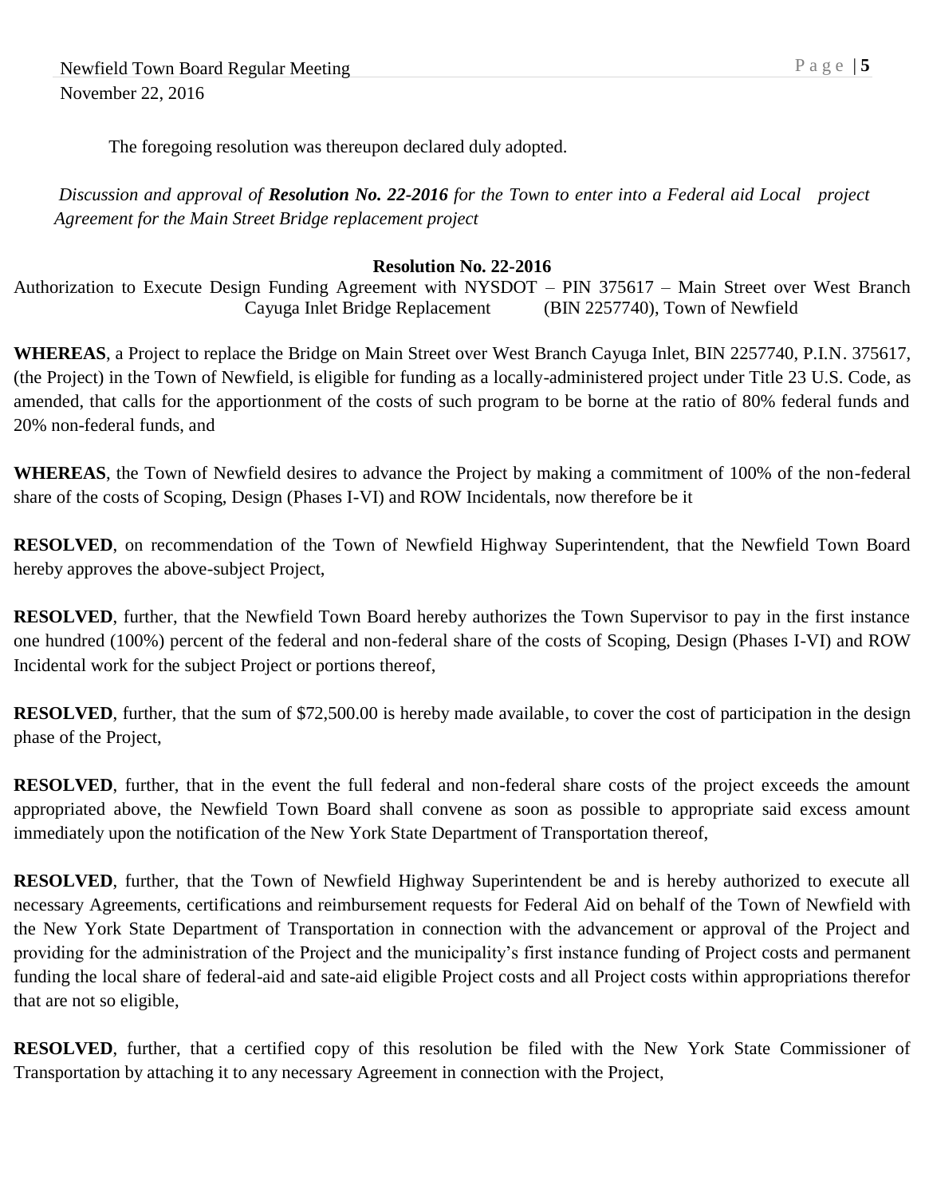The foregoing resolution was thereupon declared duly adopted.

*Discussion and approval of **Resolution No. 22-2016** for the Town to enter into a Federal aid Local project Agreement for the Main Street Bridge replacement project*

**Resolution No. 22-2016**

Authorization to Execute Design Funding Agreement with NYSDOT – PIN 375617 – Main Street over West Branch Cayuga Inlet Bridge Replacement (BIN 2257740), Town of Newfield

**WHEREAS**, a Project to replace the Bridge on Main Street over West Branch Cayuga Inlet, BIN 2257740, P.I.N. 375617, (the Project) in the Town of Newfield, is eligible for funding as a locally-administered project under Title 23 U.S. Code, as amended, that calls for the apportionment of the costs of such program to be borne at the ratio of 80% federal funds and 20% non-federal funds, and

**WHEREAS**, the Town of Newfield desires to advance the Project by making a commitment of 100% of the non-federal share of the costs of Scoping, Design (Phases I-VI) and ROW Incidentals, now therefore be it

**RESOLVED**, on recommendation of the Town of Newfield Highway Superintendent, that the Newfield Town Board hereby approves the above-subject Project,

**RESOLVED**, further, that the Newfield Town Board hereby authorizes the Town Supervisor to pay in the first instance one hundred (100%) percent of the federal and non-federal share of the costs of Scoping, Design (Phases I-VI) and ROW Incidental work for the subject Project or portions thereof,

**RESOLVED**, further, that the sum of $72,500.00 is hereby made available, to cover the cost of participation in the design phase of the Project,

**RESOLVED**, further, that in the event the full federal and non-federal share costs of the project exceeds the amount appropriated above, the Newfield Town Board shall convene as soon as possible to appropriate said excess amount immediately upon the notification of the New York State Department of Transportation thereof,

**RESOLVED**, further, that the Town of Newfield Highway Superintendent be and is hereby authorized to execute all necessary Agreements, certifications and reimbursement requests for Federal Aid on behalf of the Town of Newfield with the New York State Department of Transportation in connection with the advancement or approval of the Project and providing for the administration of the Project and the municipality's first instance funding of Project costs and permanent funding the local share of federal-aid and sate-aid eligible Project costs and all Project costs within appropriations therefor that are not so eligible,

**RESOLVED**, further, that a certified copy of this resolution be filed with the New York State Commissioner of Transportation by attaching it to any necessary Agreement in connection with the Project,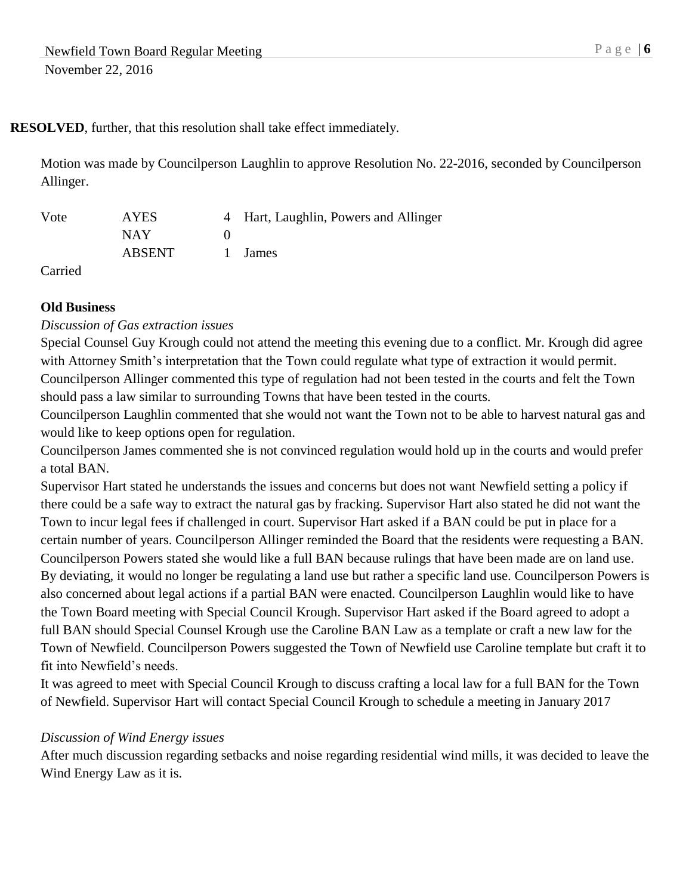**RESOLVED**, further, that this resolution shall take effect immediately.

Motion was made by Councilperson Laughlin to approve Resolution No. 22-2016, seconded by Councilperson Allinger.

| Vote | AYES | 4 | Hart, Laughlin, Powers and Allinger |
|---|---|---|---|
| | NAY | 0 | |
| | ABSENT | 1 | James |

Carried

**Old Business**

*Discussion of Gas extraction issues*

Special Counsel Guy Krough could not attend the meeting this evening due to a conflict. Mr. Krough did agree with Attorney Smith's interpretation that the Town could regulate what type of extraction it would permit. Councilperson Allinger commented this type of regulation had not been tested in the courts and felt the Town should pass a law similar to surrounding Towns that have been tested in the courts.

Councilperson Laughlin commented that she would not want the Town not to be able to harvest natural gas and would like to keep options open for regulation.

Councilperson James commented she is not convinced regulation would hold up in the courts and would prefer a total BAN.

Supervisor Hart stated he understands the issues and concerns but does not want Newfield setting a policy if there could be a safe way to extract the natural gas by fracking. Supervisor Hart also stated he did not want the Town to incur legal fees if challenged in court. Supervisor Hart asked if a BAN could be put in place for a certain number of years. Councilperson Allinger reminded the Board that the residents were requesting a BAN. Councilperson Powers stated she would like a full BAN because rulings that have been made are on land use. By deviating, it would no longer be regulating a land use but rather a specific land use. Councilperson Powers is also concerned about legal actions if a partial BAN were enacted. Councilperson Laughlin would like to have the Town Board meeting with Special Council Krough. Supervisor Hart asked if the Board agreed to adopt a full BAN should Special Counsel Krough use the Caroline BAN Law as a template or craft a new law for the Town of Newfield. Councilperson Powers suggested the Town of Newfield use Caroline template but craft it to fit into Newfield's needs.

It was agreed to meet with Special Council Krough to discuss crafting a local law for a full BAN for the Town of Newfield. Supervisor Hart will contact Special Council Krough to schedule a meeting in January 2017

*Discussion of Wind Energy issues*

After much discussion regarding setbacks and noise regarding residential wind mills, it was decided to leave the Wind Energy Law as it is.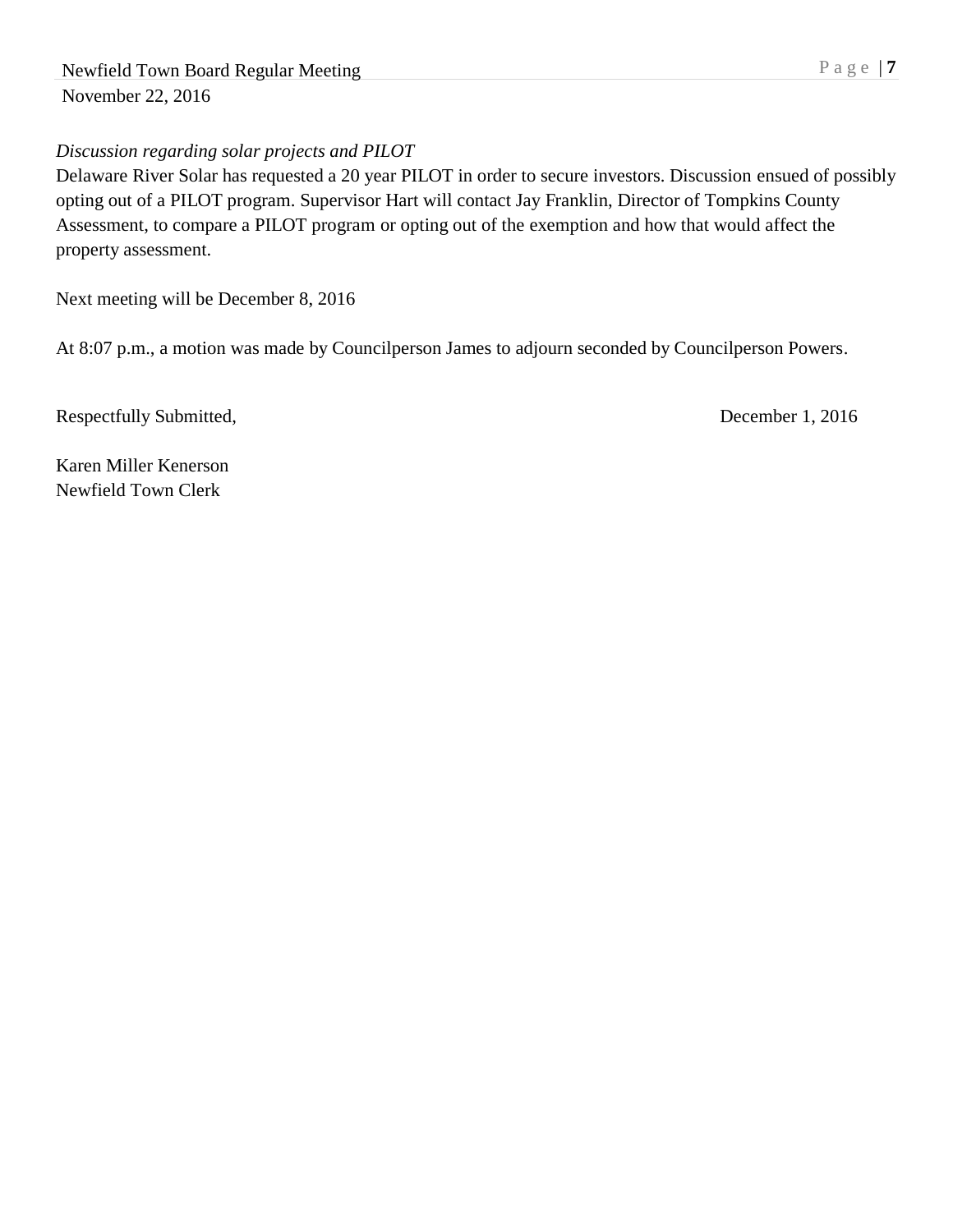*Discussion regarding solar projects and PILOT*

Delaware River Solar has requested a 20 year PILOT in order to secure investors. Discussion ensued of possibly opting out of a PILOT program. Supervisor Hart will contact Jay Franklin, Director of Tompkins County Assessment, to compare a PILOT program or opting out of the exemption and how that would affect the property assessment.

Next meeting will be December 8, 2016

At 8:07 p.m., a motion was made by Councilperson James to adjourn seconded by Councilperson Powers.

Respectfully Submitted, December 1, 2016

Karen Miller Kenerson
Newfield Town Clerk